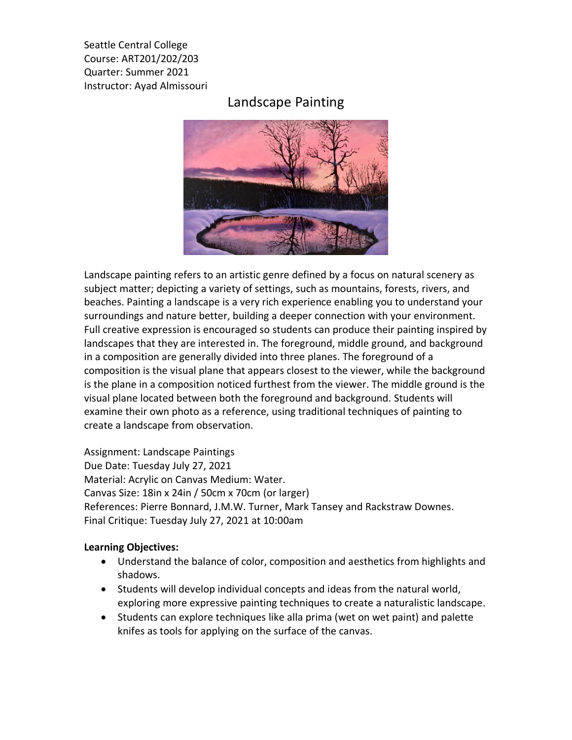Seattle Central College
Course: ART201/202/203
Quarter: Summer 2021
Instructor: Ayad Almissouri

# Landscape Painting

Landscape painting refers to an artistic genre defined by a focus on natural scenery as subject matter; depicting a variety of settings, such as mountains, forests, rivers, and beaches. Painting a landscape is a very rich experience enabling you to understand your surroundings and nature better, building a deeper connection with your environment. Full creative expression is encouraged so students can produce their painting inspired by landscapes that they are interested in. The foreground, middle ground, and background in a composition are generally divided into three planes. The foreground of a composition is the visual plane that appears closest to the viewer, while the background is the plane in a composition noticed furthest from the viewer. The middle ground is the visual plane located between both the foreground and background. Students will examine their own photo as a reference, using traditional techniques of painting to create a landscape from observation.

Assignment: Landscape Paintings
Due Date: Tuesday July 27, 2021
Material: Acrylic on Canvas Medium: Water.
Canvas Size: 18in x 24in / 50cm x 70cm (or larger)
References: Pierre Bonnard, J.M.W. Turner, Mark Tansey and Rackstraw Downes.
Final Critique: Tuesday July 27, 2021 at 10:00am

**Learning Objectives:**

- Understand the balance of color, composition and aesthetics from highlights and shadows.
- Students will develop individual concepts and ideas from the natural world, exploring more expressive painting techniques to create a naturalistic landscape.
- Students can explore techniques like alla prima (wet on wet paint) and palette knifes as tools for applying on the surface of the canvas.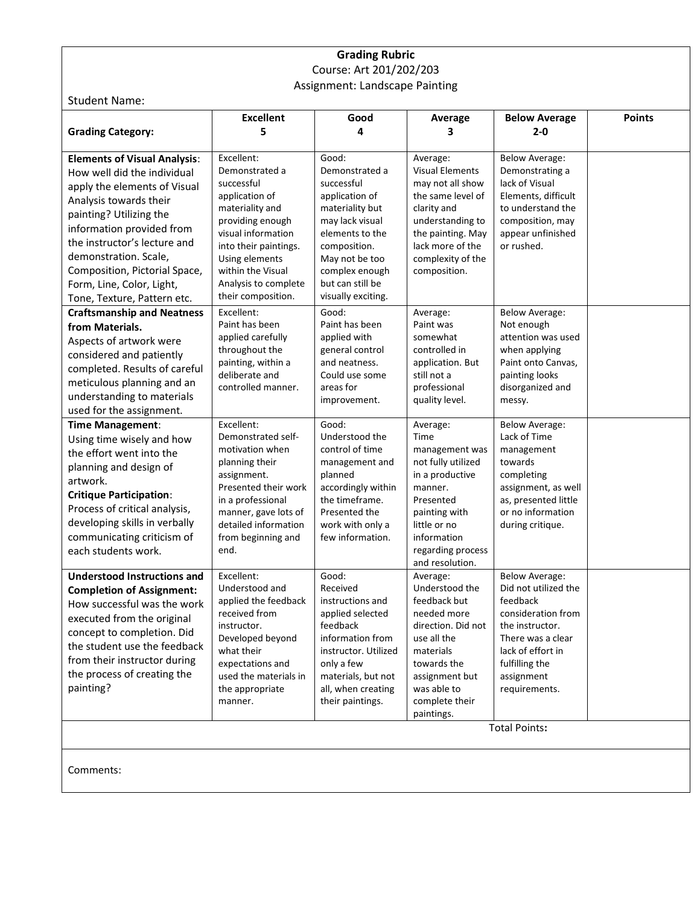**Grading Rubric**
Course: Art 201/202/203
Assignment: Landscape Painting

Student Name:

| Grading Category: | Excellent 5 | Good 4 | Average 3 | Below Average 2-0 | Points |
|---|---|---|---|---|---|
| **Elements of Visual Analysis**: How well did the individual apply the elements of Visual Analysis towards their painting? Utilizing the information provided from the instructor's lecture and demonstration. Scale, Composition, Pictorial Space, Form, Line, Color, Light, Tone, Texture, Pattern etc. | Excellent: Demonstrated a successful application of materiality and providing enough visual information into their paintings. Using elements within the Visual Analysis to complete their composition. | Good: Demonstrated a successful application of materiality but may lack visual elements to the composition. May not be too complex enough but can still be visually exciting. | Average: Visual Elements may not all show the same level of clarity and understanding to the painting. May lack more of the complexity of the composition. | Below Average: Demonstrating a lack of Visual Elements, difficult to understand the composition, may appear unfinished or rushed. | |
| **Craftsmanship and Neatness from Materials.** Aspects of artwork were considered and patiently completed. Results of careful meticulous planning and an understanding to materials used for the assignment. | Excellent: Paint has been applied carefully throughout the painting, within a deliberate and controlled manner. | Good: Paint has been applied with general control and neatness. Could use some areas for improvement. | Average: Paint was somewhat controlled in application. But still not a professional quality level. | Below Average: Not enough attention was used when applying Paint onto Canvas, painting looks disorganized and messy. | |
| **Time Management**: Using time wisely and how the effort went into the planning and design of artwork. **Critique Participation**: Process of critical analysis, developing skills in verbally communicating criticism of each students work. | Excellent: Demonstrated self-motivation when planning their assignment. Presented their work in a professional manner, gave lots of detailed information from beginning and end. | Good: Understood the control of time management and planned accordingly within the timeframe. Presented the work with only a few information. | Average: Time management was not fully utilized in a productive manner. Presented painting with little or no information regarding process and resolution. | Below Average: Lack of Time management towards completing assignment, as well as, presented little or no information during critique. | |
| **Understood Instructions and Completion of Assignment:** How successful was the work executed from the original concept to completion. Did the student use the feedback from their instructor during the process of creating the painting? | Excellent: Understood and applied the feedback received from instructor. Developed beyond what their expectations and used the materials in the appropriate manner. | Good: Received instructions and applied selected feedback information from instructor. Utilized only a few materials, but not all, when creating their paintings. | Average: Understood the feedback but needed more direction. Did not use all the materials towards the assignment but was able to complete their paintings. | Below Average: Did not utilized the feedback consideration from the instructor. There was a clear lack of effort in fulfilling the assignment requirements. | |
| | | | | Total Points**:** | |

Comments: